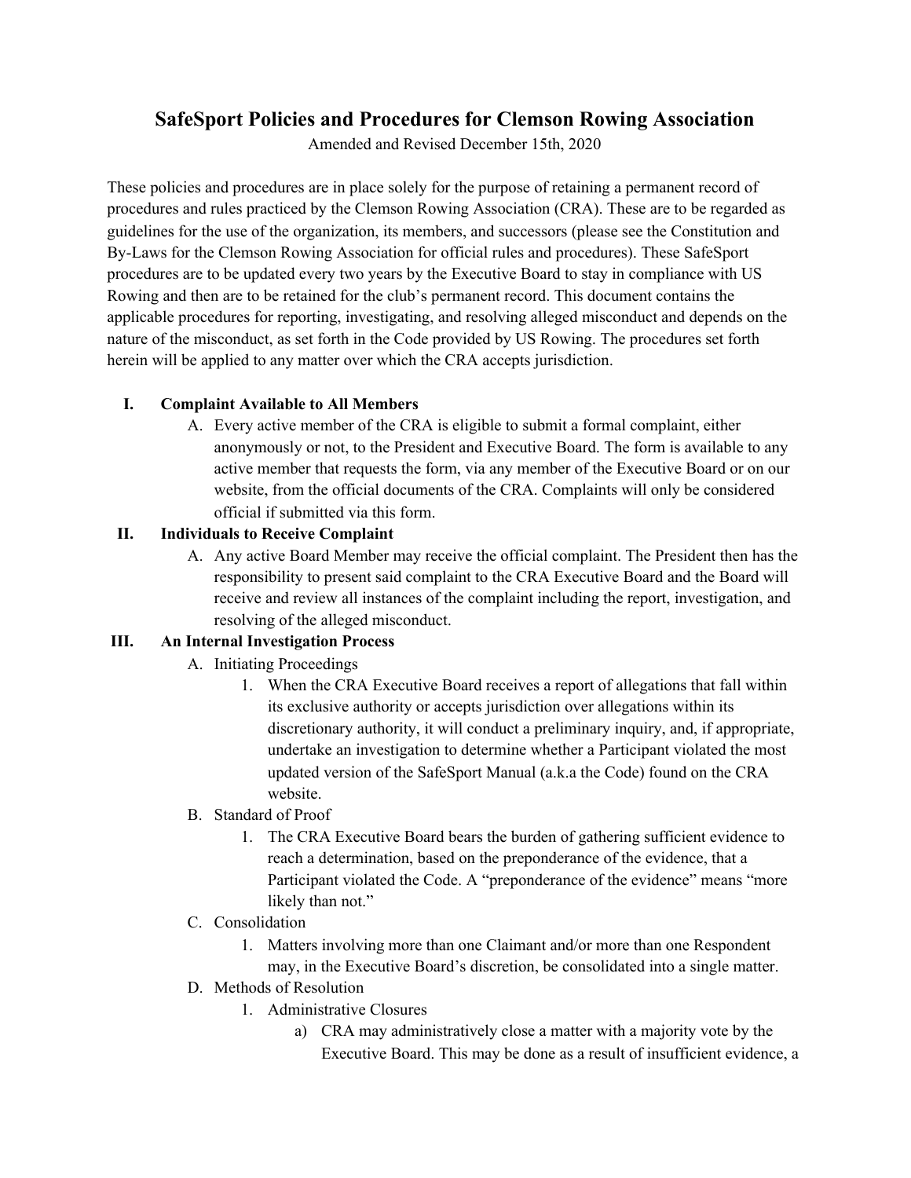# SafeSport Policies and Procedures for Clemson Rowing Association

Amended and Revised December 15th, 2020

These policies and procedures are in place solely for the purpose of retaining a permanent record of procedures and rules practiced by the Clemson Rowing Association (CRA). These are to be regarded as guidelines for the use of the organization, its members, and successors (please see the Constitution and By-Laws for the Clemson Rowing Association for official rules and procedures). These SafeSport procedures are to be updated every two years by the Executive Board to stay in compliance with US Rowing and then are to be retained for the club's permanent record. This document contains the applicable procedures for reporting, investigating, and resolving alleged misconduct and depends on the nature of the misconduct, as set forth in the Code provided by US Rowing. The procedures set forth herein will be applied to any matter over which the CRA accepts jurisdiction.

## I. Complaint Available to All Members

A. Every active member of the CRA is eligible to submit a formal complaint, either anonymously or not, to the President and Executive Board. The form is available to any active member that requests the form, via any member of the Executive Board or on our website, from the official documents of the CRA. Complaints will only be considered official if submitted via this form.

## II. Individuals to Receive Complaint

A. Any active Board Member may receive the official complaint. The President then has the responsibility to present said complaint to the CRA Executive Board and the Board will receive and review all instances of the complaint including the report, investigation, and resolving of the alleged misconduct.

## III. An Internal Investigation Process

A. Initiating Proceedings

1. When the CRA Executive Board receives a report of allegations that fall within its exclusive authority or accepts jurisdiction over allegations within its discretionary authority, it will conduct a preliminary inquiry, and, if appropriate, undertake an investigation to determine whether a Participant violated the most updated version of the SafeSport Manual (a.k.a the Code) found on the CRA website.

B. Standard of Proof

1. The CRA Executive Board bears the burden of gathering sufficient evidence to reach a determination, based on the preponderance of the evidence, that a Participant violated the Code. A "preponderance of the evidence" means "more likely than not."

C. Consolidation

1. Matters involving more than one Claimant and/or more than one Respondent may, in the Executive Board's discretion, be consolidated into a single matter.

D. Methods of Resolution

1. Administrative Closures

a) CRA may administratively close a matter with a majority vote by the Executive Board. This may be done as a result of insufficient evidence, a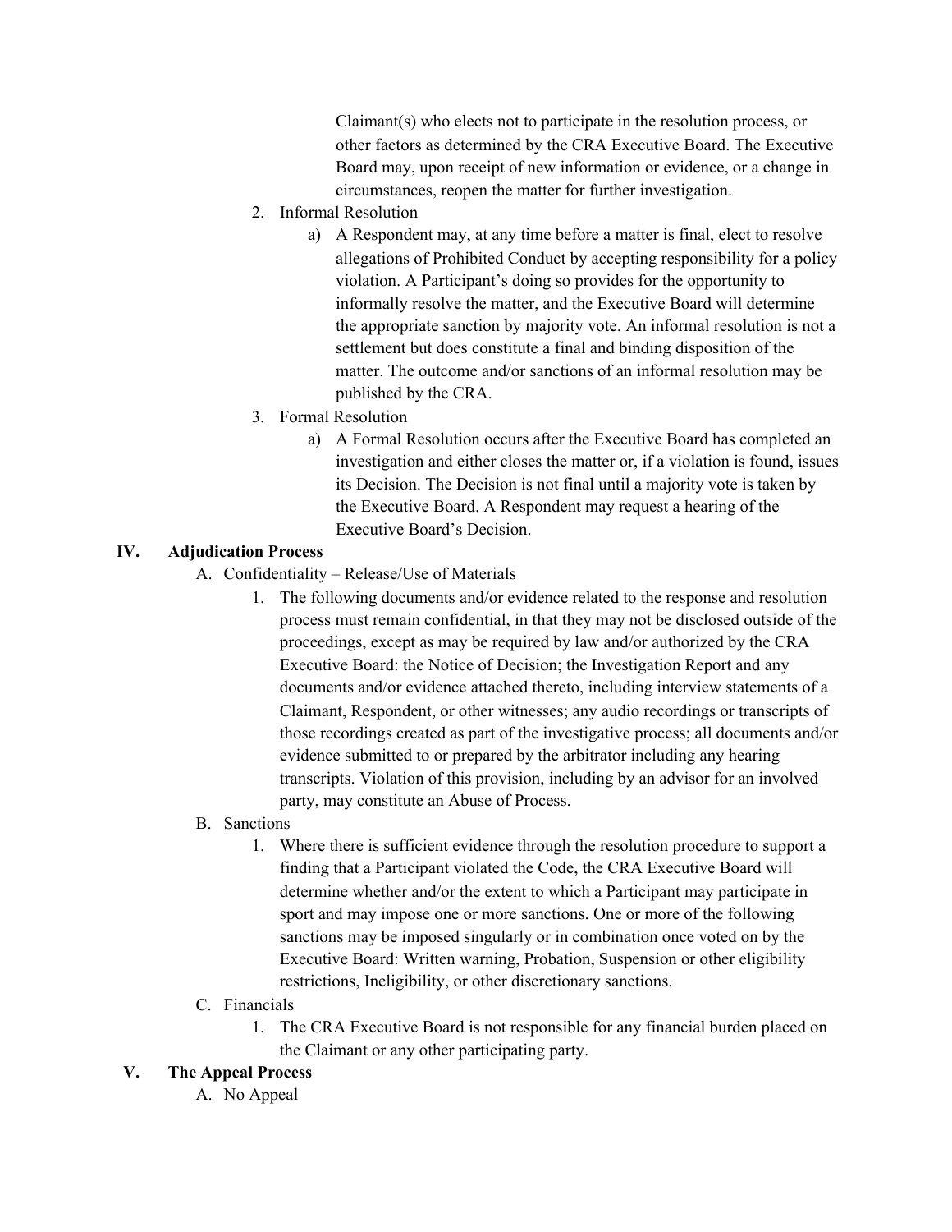Claimant(s) who elects not to participate in the resolution process, or other factors as determined by the CRA Executive Board. The Executive Board may, upon receipt of new information or evidence, or a change in circumstances, reopen the matter for further investigation.

2. Informal Resolution
    a) A Respondent may, at any time before a matter is final, elect to resolve allegations of Prohibited Conduct by accepting responsibility for a policy violation. A Participant's doing so provides for the opportunity to informally resolve the matter, and the Executive Board will determine the appropriate sanction by majority vote. An informal resolution is not a settlement but does constitute a final and binding disposition of the matter. The outcome and/or sanctions of an informal resolution may be published by the CRA.
3. Formal Resolution
    a) A Formal Resolution occurs after the Executive Board has completed an investigation and either closes the matter or, if a violation is found, issues its Decision. The Decision is not final until a majority vote is taken by the Executive Board. A Respondent may request a hearing of the Executive Board's Decision.

## IV. Adjudication Process

A. Confidentiality – Release/Use of Materials

1. The following documents and/or evidence related to the response and resolution process must remain confidential, in that they may not be disclosed outside of the proceedings, except as may be required by law and/or authorized by the CRA Executive Board: the Notice of Decision; the Investigation Report and any documents and/or evidence attached thereto, including interview statements of a Claimant, Respondent, or other witnesses; any audio recordings or transcripts of those recordings created as part of the investigative process; all documents and/or evidence submitted to or prepared by the arbitrator including any hearing transcripts. Violation of this provision, including by an advisor for an involved party, may constitute an Abuse of Process.

B. Sanctions

1. Where there is sufficient evidence through the resolution procedure to support a finding that a Participant violated the Code, the CRA Executive Board will determine whether and/or the extent to which a Participant may participate in sport and may impose one or more sanctions. One or more of the following sanctions may be imposed singularly or in combination once voted on by the Executive Board: Written warning, Probation, Suspension or other eligibility restrictions, Ineligibility, or other discretionary sanctions.

C. Financials

1. The CRA Executive Board is not responsible for any financial burden placed on the Claimant or any other participating party.

## V. The Appeal Process

A. No Appeal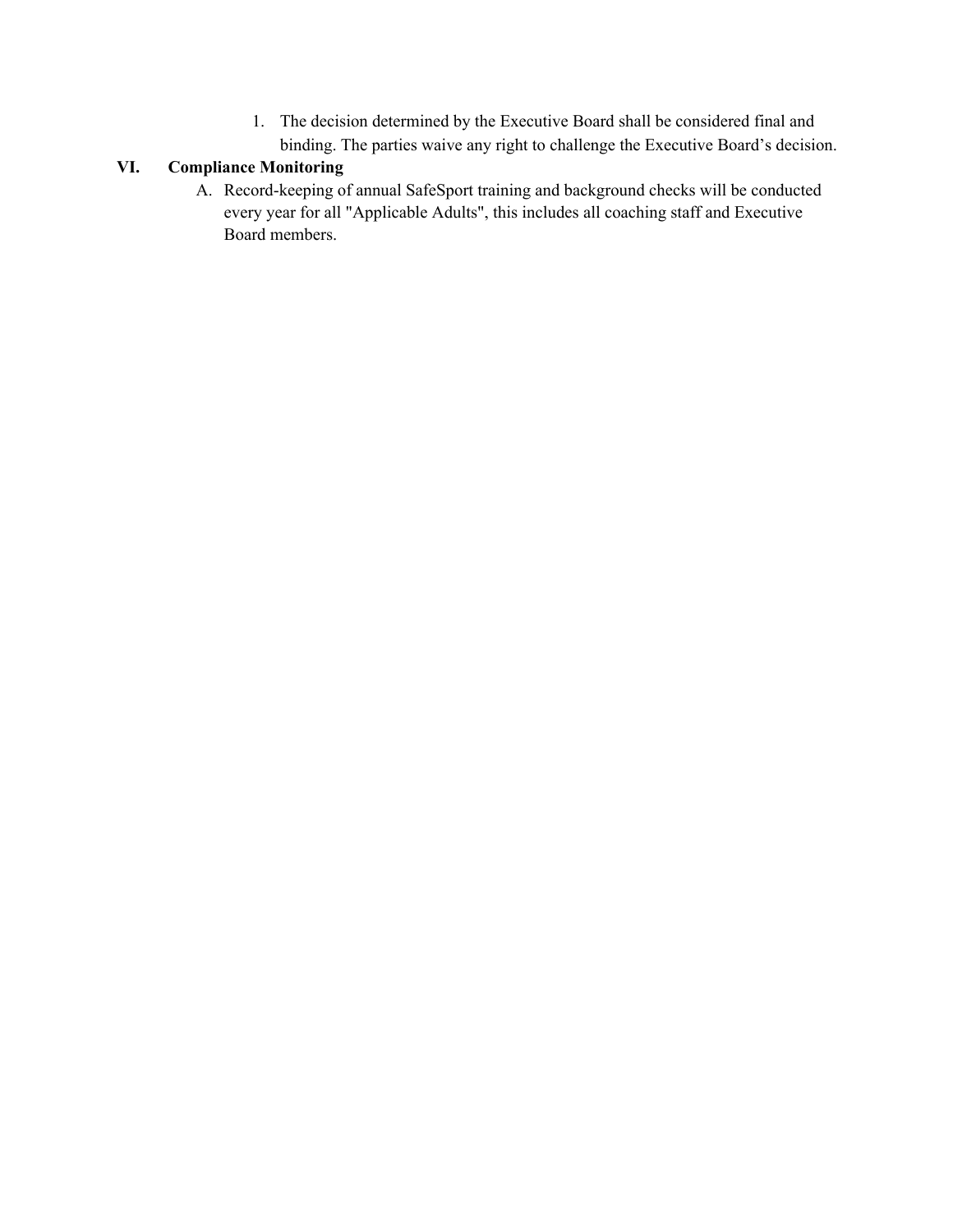1. The decision determined by the Executive Board shall be considered final and binding. The parties waive any right to challenge the Executive Board's decision.

## VI. Compliance Monitoring

A. Record-keeping of annual SafeSport training and background checks will be conducted every year for all "Applicable Adults", this includes all coaching staff and Executive Board members.